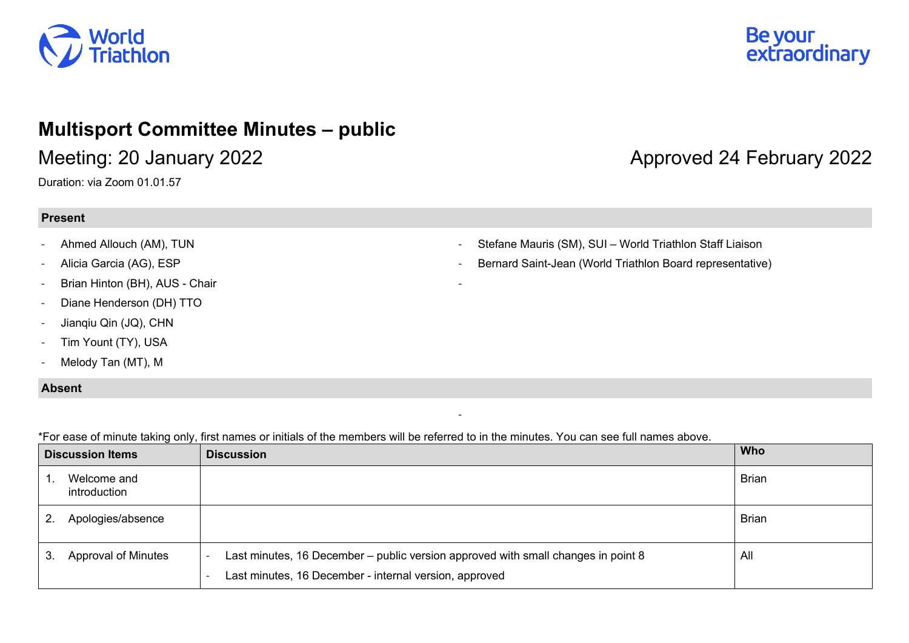# Multisport Committee Minutes – public

Meeting: 20 January 2022 — Approved 24 February 2022

Duration: via Zoom 01.01.57

## Present

- Ahmed Allouch (AM), TUN
- Alicia Garcia (AG), ESP
- Brian Hinton (BH), AUS - Chair
- Diane Henderson (DH) TTO
- Jianqiu Qin (JQ), CHN
- Tim Yount (TY), USA
- Melody Tan (MT), M
- Stefane Mauris (SM), SUI – World Triathlon Staff Liaison
- Bernard Saint-Jean (World Triathlon Board representative)
-

## Absent

-

*For ease of minute taking only, first names or initials of the members will be referred to in the minutes. You can see full names above.

| Discussion Items | Discussion | Who |
|---|---|---|
| 1. Welcome and introduction | | Brian |
| 2. Apologies/absence | | Brian |
| 3. Approval of Minutes | - Last minutes, 16 December – public version approved with small changes in point 8<br>- Last minutes, 16 December - internal version, approved | All |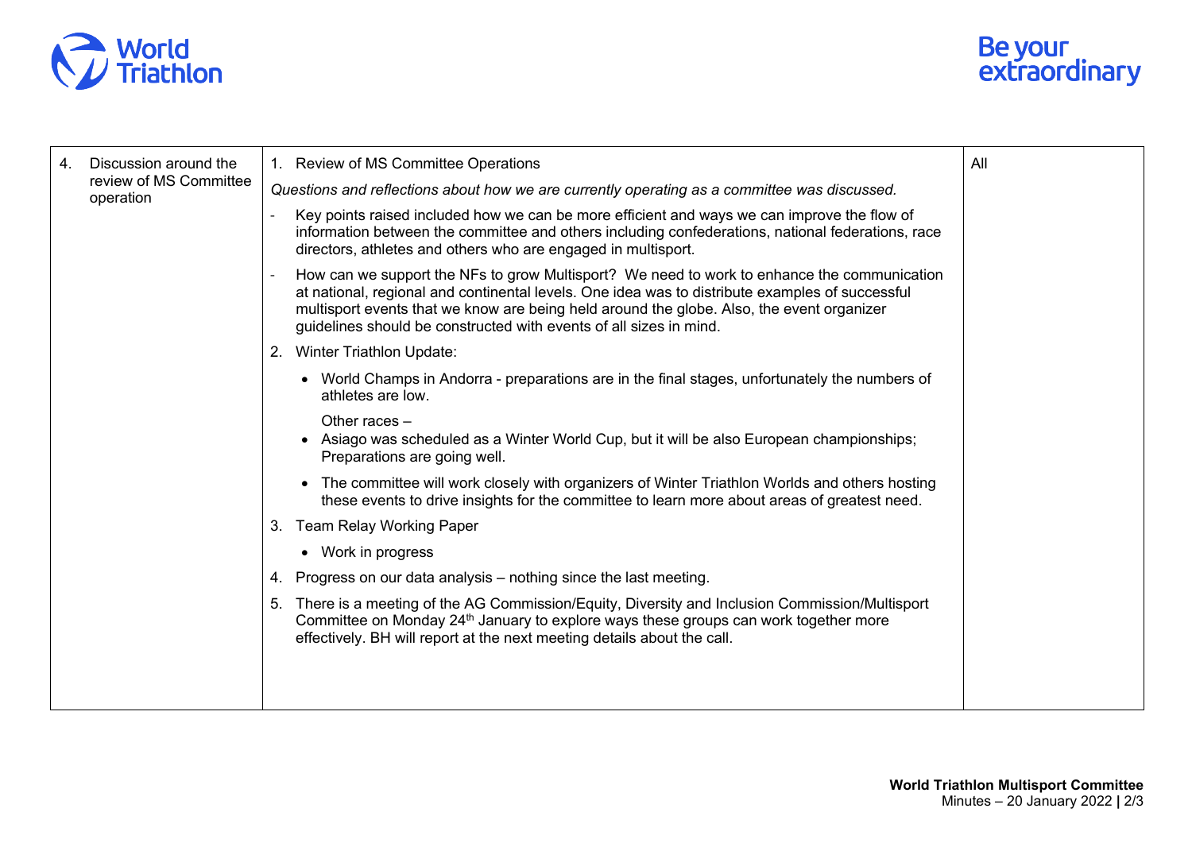| 4. Discussion around the review of MS Committee operation | 1. Review of MS Committee Operations<br><br>*Questions and reflections about how we are currently operating as a committee was discussed.*<br><br>- Key points raised included how we can be more efficient and ways we can improve the flow of information between the committee and others including confederations, national federations, race directors, athletes and others who are engaged in multisport.<br>- How can we support the NFs to grow Multisport? We need to work to enhance the communication at national, regional and continental levels. One idea was to distribute examples of successful multisport events that we know are being held around the globe. Also, the event organizer guidelines should be constructed with events of all sizes in mind.<br><br>2. Winter Triathlon Update:<br><br>• World Champs in Andorra - preparations are in the final stages, unfortunately the numbers of athletes are low.<br><br>Other races –<br>• Asiago was scheduled as a Winter World Cup, but it will be also European championships; Preparations are going well.<br>• The committee will work closely with organizers of Winter Triathlon Worlds and others hosting these events to drive insights for the committee to learn more about areas of greatest need.<br><br>3. Team Relay Working Paper<br><br>• Work in progress<br><br>4. Progress on our data analysis – nothing since the last meeting.<br><br>5. There is a meeting of the AG Commission/Equity, Diversity and Inclusion Commission/Multisport Committee on Monday 24th January to explore ways these groups can work together more effectively. BH will report at the next meeting details about the call. | All |
|---|---|---|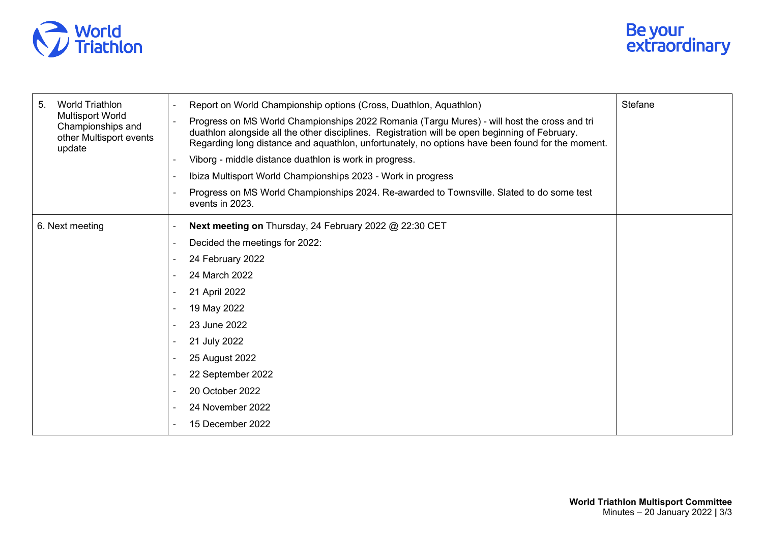| | | |
|---|---|---|
| 5. World Triathlon Multisport World Championships and other Multisport events update | - Report on World Championship options (Cross, Duathlon, Aquathlon)<br>- Progress on MS World Championships 2022 Romania (Targu Mures) - will host the cross and tri duathlon alongside all the other disciplines. Registration will be open beginning of February. Regarding long distance and aquathlon, unfortunately, no options have been found for the moment.<br>- Viborg - middle distance duathlon is work in progress.<br>- Ibiza Multisport World Championships 2023 - Work in progress<br>- Progress on MS World Championships 2024. Re-awarded to Townsville. Slated to do some test events in 2023. | Stefane |
| 6. Next meeting | - **Next meeting on** Thursday, 24 February 2022 @ 22:30 CET<br>- Decided the meetings for 2022:<br>- 24 February 2022<br>- 24 March 2022<br>- 21 April 2022<br>- 19 May 2022<br>- 23 June 2022<br>- 21 July 2022<br>- 25 August 2022<br>- 22 September 2022<br>- 20 October 2022<br>- 24 November 2022<br>- 15 December 2022 | |